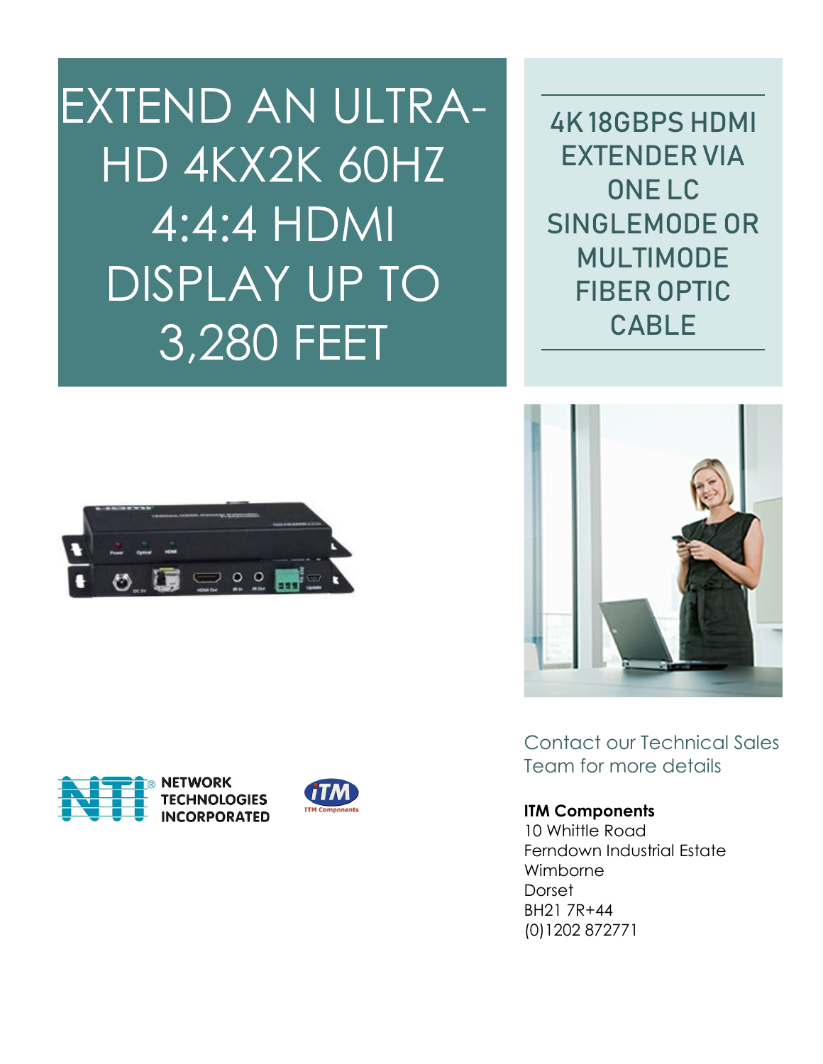# EXTEND AN ULTRA-HD 4KX2K 60HZ 4:4:4 HDMI DISPLAY UP TO 3,280 FEET

## 4K 18GBPS HDMI EXTENDER VIA ONE LC SINGLEMODE OR MULTIMODE FIBER OPTIC CABLE

NETWORK TECHNOLOGIES INCORPORATED

ITM Components

Contact our Technical Sales Team for more details

**ITM Components**
10 Whittle Road
Ferndown Industrial Estate
Wimborne
Dorset
BH21 7R+44
(0)1202 872771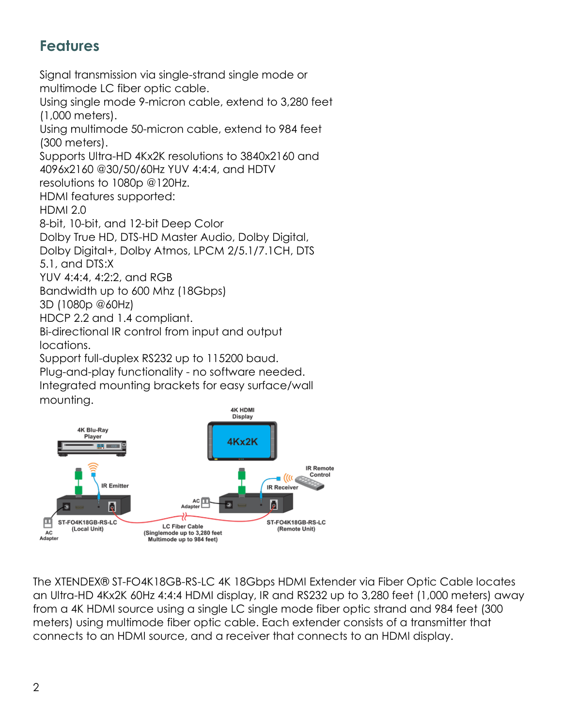## Features

- Signal transmission via single-strand single mode or multimode LC fiber optic cable.
- Using single mode 9-micron cable, extend to 3,280 feet (1,000 meters).
- Using multimode 50-micron cable, extend to 984 feet (300 meters).
- Supports Ultra-HD 4Kx2K resolutions to 3840x2160 and 4096x2160 @30/50/60Hz YUV 4:4:4, and HDTV resolutions to 1080p @120Hz.
- HDMI features supported:
  - HDMI 2.0
  - 8-bit, 10-bit, and 12-bit Deep Color
  - Dolby True HD, DTS-HD Master Audio, Dolby Digital, Dolby Digital+, Dolby Atmos, LPCM 2/5.1/7.1CH, DTS 5.1, and DTS:X
  - YUV 4:4:4, 4:2:2, and RGB
  - Bandwidth up to 600 Mhz (18Gbps)
  - 3D (1080p @60Hz)
- HDCP 2.2 and 1.4 compliant.
- Bi-directional IR control from input and output locations.
- Support full-duplex RS232 up to 115200 baud.
- Plug-and-play functionality - no software needed.
- Integrated mounting brackets for easy surface/wall mounting.

4K HDMI Display
4Kx2K
4K Blu-Ray Player
IR Emitter
IR Remote Control
IR Receiver
AC Adapter
ST-FO4K18GB-RS-LC (Local Unit)
AC Adapter
LC Fiber Cable (Singlemode up to 3,280 feet Multimode up to 984 feet)
ST-FO4K18GB-RS-LC (Remote Unit)

The XTENDEX® ST-FO4K18GB-RS-LC 4K 18Gbps HDMI Extender via Fiber Optic Cable locates an Ultra-HD 4Kx2K 60Hz 4:4:4 HDMI display, IR and RS232 up to 3,280 feet (1,000 meters) away from a 4K HDMI source using a single LC single mode fiber optic strand and 984 feet (300 meters) using multimode fiber optic cable. Each extender consists of a transmitter that connects to an HDMI source, and a receiver that connects to an HDMI display.